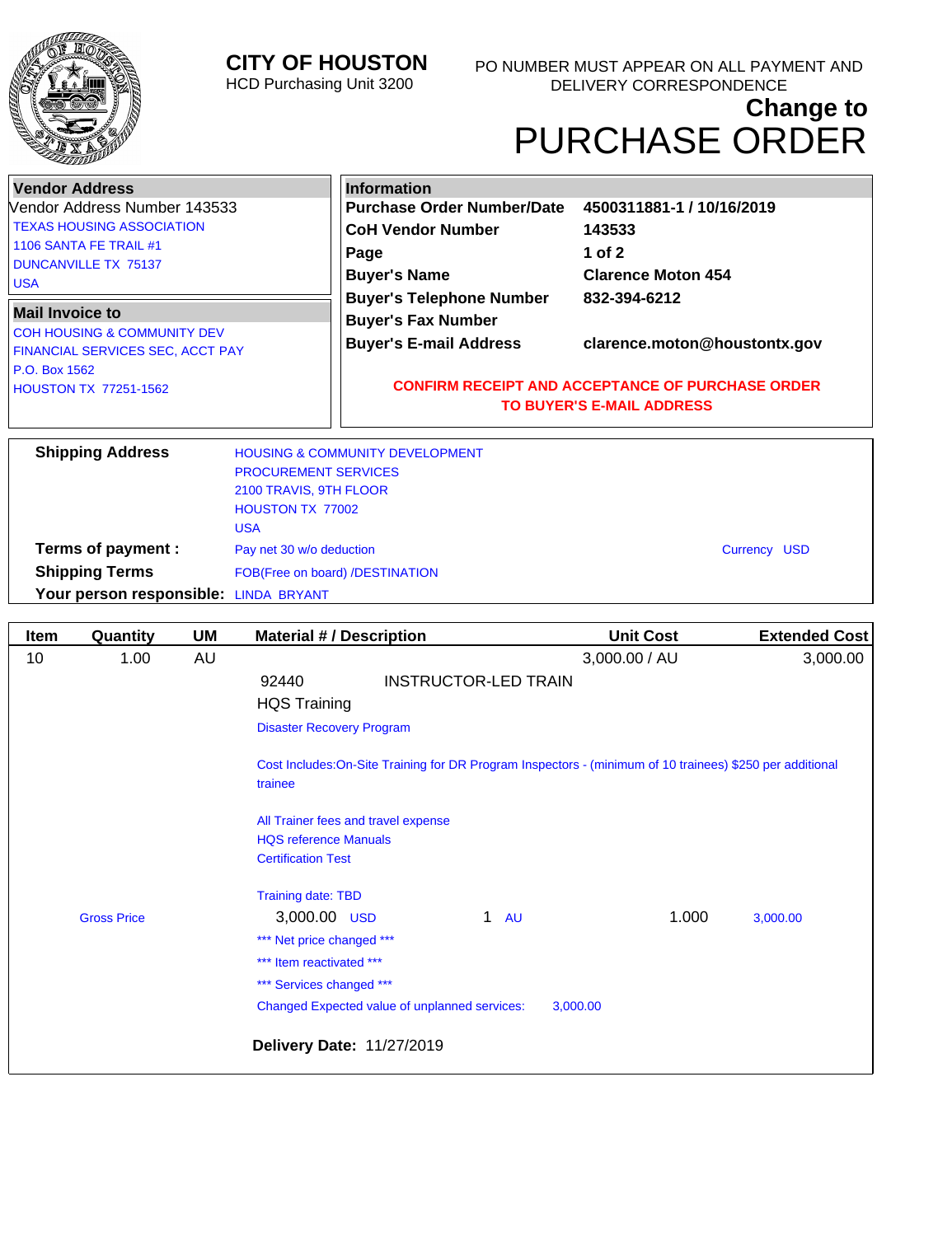# CITY OF HOUSTON

HCD Purchasing Unit 3200

PO NUMBER MUST APPEAR ON ALL PAYMENT AND DELIVERY CORRESPONDENCE

## Change to
# PURCHASE ORDER

**Vendor Address**

Vendor Address Number 143533

TEXAS HOUSING ASSOCIATION
1106 SANTA FE TRAIL #1
DUNCANVILLE TX 75137
USA

**Mail Invoice to**

COH HOUSING & COMMUNITY DEV
FINANCIAL SERVICES SEC, ACCT PAY
P.O. Box 1562
HOUSTON TX 77251-1562

**Information**

| | |
|---|---|
| **Purchase Order Number/Date** | **4500311881-1 / 10/16/2019** |
| **CoH Vendor Number** | **143533** |
| **Page** | **1 of 2** |
| **Buyer's Name** | **Clarence Moton 454** |
| **Buyer's Telephone Number** | **832-394-6212** |
| **Buyer's Fax Number** | |
| **Buyer's E-mail Address** | **clarence.moton@houstontx.gov** |

**CONFIRM RECEIPT AND ACCEPTANCE OF PURCHASE ORDER TO BUYER'S E-MAIL ADDRESS**

**Shipping Address**
HOUSING & COMMUNITY DEVELOPMENT
PROCUREMENT SERVICES
2100 TRAVIS, 9TH FLOOR
HOUSTON TX 77002
USA

**Terms of payment :** Pay net 30 w/o deduction — Currency USD

**Shipping Terms** FOB(Free on board) /DESTINATION

**Your person responsible:** LINDA BRYANT

| Item | Quantity | UM | Material # / Description | Unit Cost | Extended Cost |
|---|---|---|---|---|---|
| 10 | 1.00 | AU | | 3,000.00 / AU | 3,000.00 |

92440 INSTRUCTOR-LED TRAIN

HQS Training

Disaster Recovery Program

Cost Includes:On-Site Training for DR Program Inspectors - (minimum of 10 trainees) $250 per additional trainee

All Trainer fees and travel expense
HQS reference Manuals
Certification Test

Training date: TBD

Gross Price 3,000.00 USD 1 AU 1.000 3,000.00

*** Net price changed ***
*** Item reactivated ***
*** Services changed ***

Changed Expected value of unplanned services: 3,000.00

**Delivery Date:** 11/27/2019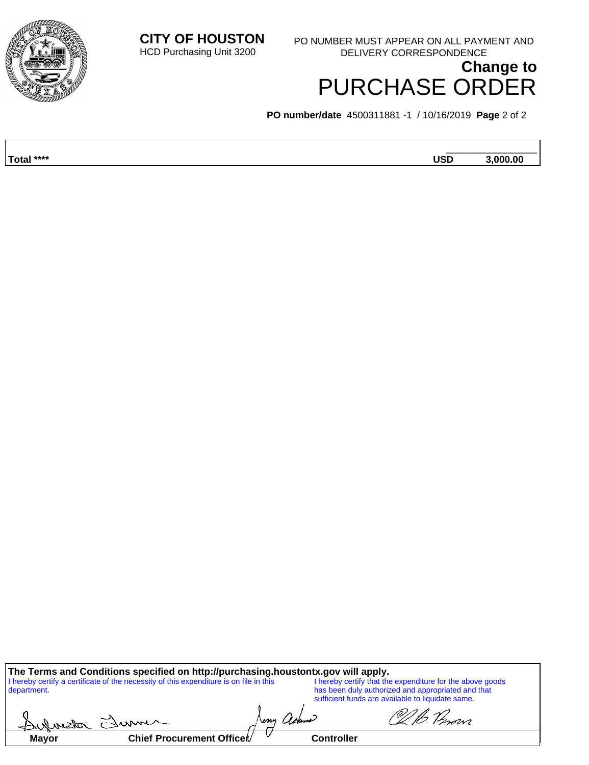**CITY OF HOUSTON**
HCD Purchasing Unit 3200

PO NUMBER MUST APPEAR ON ALL PAYMENT AND DELIVERY CORRESPONDENCE

## Change to
# PURCHASE ORDER

**PO number/date** 4500311881 -1 / 10/16/2019

| | | |
|---|---|---|
| **Total \*\*\*\*** | **USD** | **3,000.00** |

**The Terms and Conditions specified on http://purchasing.houstontx.gov will apply.**

I hereby certify a certificate of the necessity of this expenditure is on file in this department.

I hereby certify that the expenditure for the above goods has been duly authorized and appropriated and that sufficient funds are available to liquidate same.

| Sylvester Turner | Jerry Adams | C. B. Brown |
|---|---|---|
| **Mayor** | **Chief Procurement Officer** | **Controller** |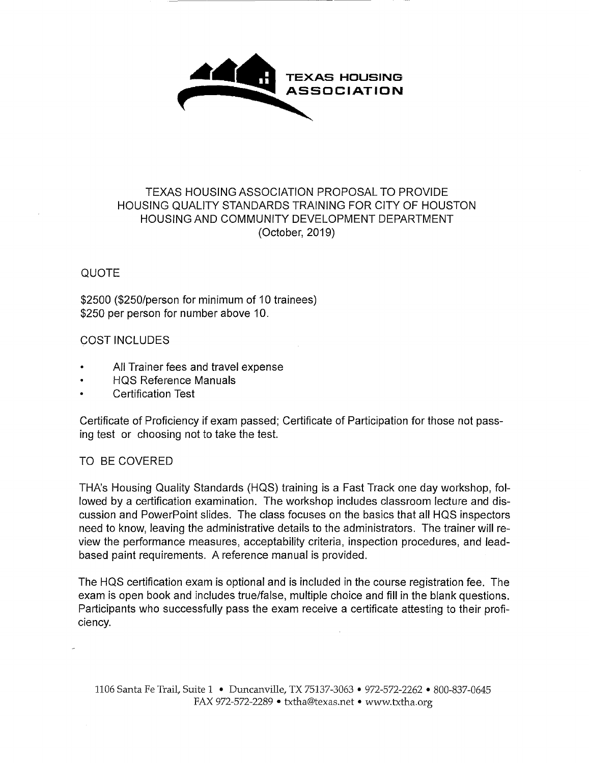**TEXAS HOUSING ASSOCIATION**

# TEXAS HOUSING ASSOCIATION PROPOSAL TO PROVIDE HOUSING QUALITY STANDARDS TRAINING FOR CITY OF HOUSTON HOUSING AND COMMUNITY DEVELOPMENT DEPARTMENT (October, 2019)

## QUOTE

$2500 ($250/person for minimum of 10 trainees)
$250 per person for number above 10.

## COST INCLUDES

- All Trainer fees and travel expense
- HQS Reference Manuals
- Certification Test

Certificate of Proficiency if exam passed; Certificate of Participation for those not passing test or choosing not to take the test.

## TO BE COVERED

THA's Housing Quality Standards (HQS) training is a Fast Track one day workshop, followed by a certification examination. The workshop includes classroom lecture and discussion and PowerPoint slides. The class focuses on the basics that all HQS inspectors need to know, leaving the administrative details to the administrators. The trainer will review the performance measures, acceptability criteria, inspection procedures, and lead-based paint requirements. A reference manual is provided.

The HQS certification exam is optional and is included in the course registration fee. The exam is open book and includes true/false, multiple choice and fill in the blank questions. Participants who successfully pass the exam receive a certificate attesting to their proficiency.

1106 Santa Fe Trail, Suite 1 • Duncanville, TX 75137-3063 • 972-572-2262 • 800-837-0645
FAX 972-572-2289 • txtha@texas.net • www.txtha.org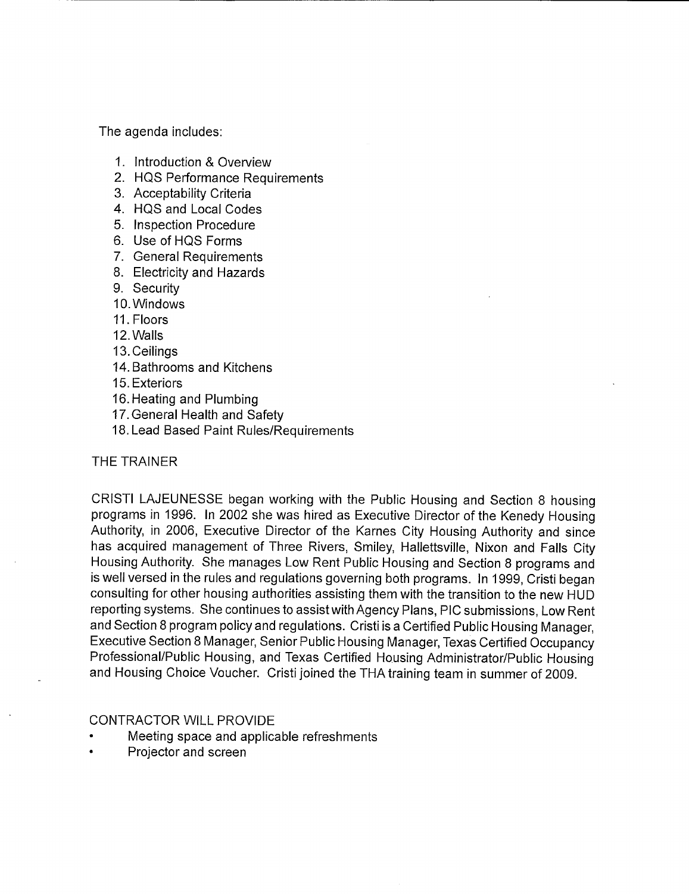The agenda includes:

1. Introduction & Overview
2. HQS Performance Requirements
3. Acceptability Criteria
4. HQS and Local Codes
5. Inspection Procedure
6. Use of HQS Forms
7. General Requirements
8. Electricity and Hazards
9. Security
10. Windows
11. Floors
12. Walls
13. Ceilings
14. Bathrooms and Kitchens
15. Exteriors
16. Heating and Plumbing
17. General Health and Safety
18. Lead Based Paint Rules/Requirements

## THE TRAINER

CRISTI LAJEUNESSE began working with the Public Housing and Section 8 housing programs in 1996. In 2002 she was hired as Executive Director of the Kenedy Housing Authority, in 2006, Executive Director of the Karnes City Housing Authority and since has acquired management of Three Rivers, Smiley, Hallettsville, Nixon and Falls City Housing Authority. She manages Low Rent Public Housing and Section 8 programs and is well versed in the rules and regulations governing both programs. In 1999, Cristi began consulting for other housing authorities assisting them with the transition to the new HUD reporting systems. She continues to assist with Agency Plans, PIC submissions, Low Rent and Section 8 program policy and regulations. Cristi is a Certified Public Housing Manager, Executive Section 8 Manager, Senior Public Housing Manager, Texas Certified Occupancy Professional/Public Housing, and Texas Certified Housing Administrator/Public Housing and Housing Choice Voucher. Cristi joined the THA training team in summer of 2009.

## CONTRACTOR WILL PROVIDE

- Meeting space and applicable refreshments
- Projector and screen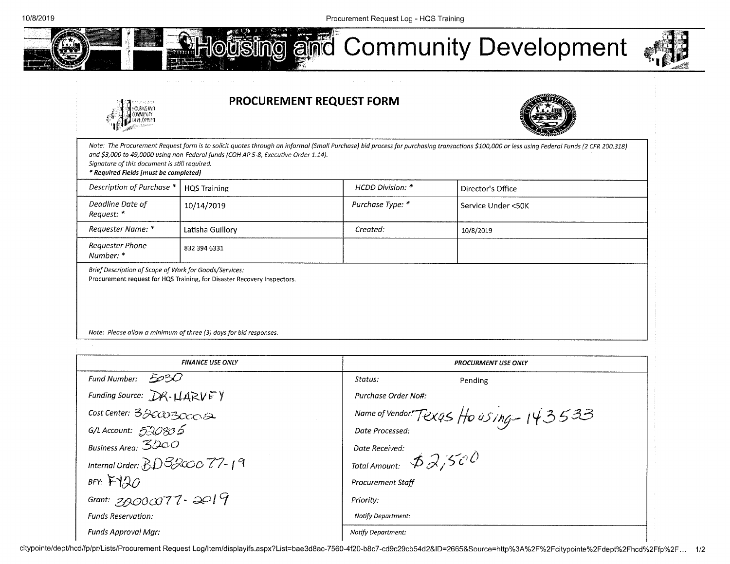# Housing and Community Development

## PROCUREMENT REQUEST FORM

*Note: The Procurement Request form is to solicit quotes through an informal (Small Purchase) bid process for purchasing transactions $100,000 or less using Federal Funds (2 CFR 200.318) and $3,000 to 49,0000 using non-Federal funds (COH AP 5-8, Executive Order 1.14).*
*Signature of this document is still required.*
***\* Required Fields [must be completed]***

| | | | |
|---|---|---|---|
| *Description of Purchase \** | HQS Training | *HCDD Division: \** | Director's Office |
| *Deadline Date of Request: \** | 10/14/2019 | *Purchase Type: \** | Service Under <50K |
| *Requester Name: \** | Latisha Guillory | *Created:* | 10/8/2019 |
| *Requester Phone Number: \** | 832 394 6331 | | |

*Brief Description of Scope of Work for Goods/Services:*
Procurement request for HQS Training, for Disaster Recovery Inspectors.

*Note: Please allow a minimum of three (3) days for bid responses.*

| ***FINANCE USE ONLY*** | ***PROCURMENT USE ONLY*** |
|---|---|
| *Fund Number:* 5030 | *Status:* Pending |
| *Funding Source:* DR-HARVEY | *Purchase Order No#:* |
| *Cost Center:* 3200030002 | *Name of Vendor:* Texas Housing - 143533 |
| *G/L Account:* 520805 | *Date Processed:* |
| *Business Area:* 3200 | *Date Received:* |
| *Internal Order:* BD320077-19 | *Total Amount:* $2,500 |
| *BFY:* FY20 | *Procurement Staff* |
| *Grant:* 32000077-2019 | *Priority:* |
| *Funds Reservation:* | *Notify Department:* |
| *Funds Approval Mgr:* | *Notify Department:* |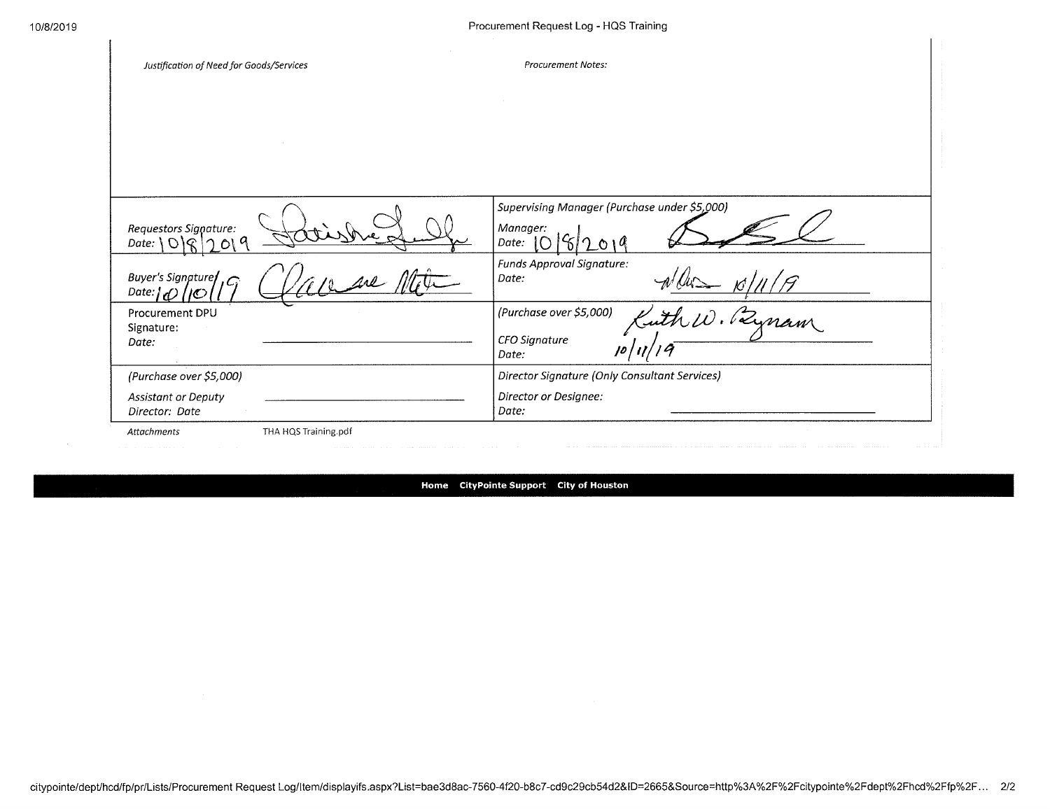| *Justification of Need for Goods/Services* | *Procurement Notes:* |
|---|---|
| | |
| *Requestors Signature:* [signature] *Date:* 10/8/2019 | *Supervising Manager (Purchase under $5,000)* *Manager:* [signature] *Date:* 10/8/2019 |
| *Buyer's Signature* [signature] *Date:* 10/10/19 | *Funds Approval Signature:* *Date:* [signature] 10/11/19 |
| Procurement DPU Signature: *Date:* | *(Purchase over $5,000)* *CFO Signature* *Date:* Ruth W. Bynam 10/11/19 |
| *(Purchase over $5,000)* *Assistant or Deputy Director: Date* | *Director Signature (Only Consultant Services)* *Director or Designee:* *Date:* |

*Attachments* THA HQS Training.pdf

Home CityPointe Support City of Houston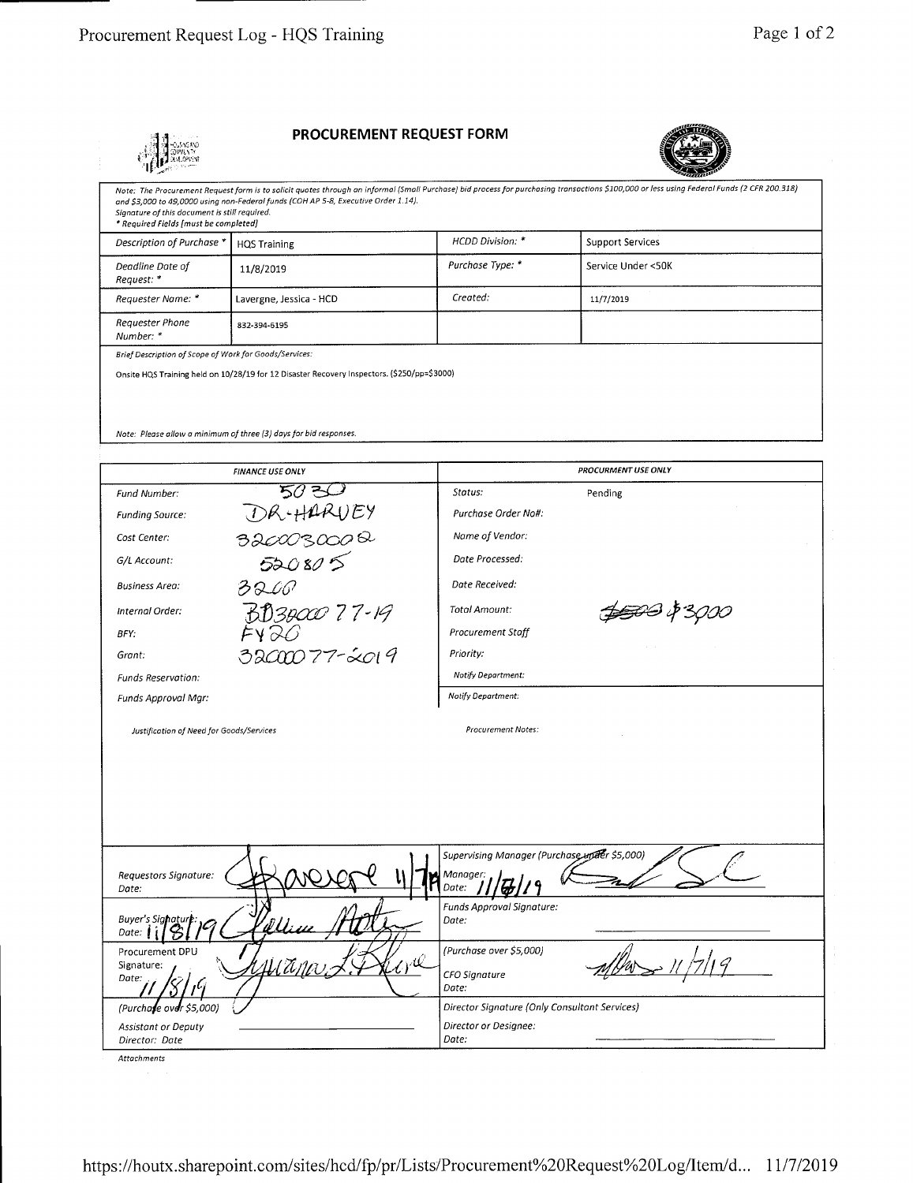# PROCUREMENT REQUEST FORM

*Note: The Procurement Request form is to solicit quotes through an informal (Small Purchase) bid process for purchasing transactions $100,000 or less using Federal Funds (2 CFR 200.318) and $3,000 to 49,0000 using non-Federal funds (COH AP 5-8, Executive Order 1.14).*
*Signature of this document is still required.*
*\* Required Fields (must be completed)*

| | | | |
|---|---|---|---|
| *Description of Purchase \** | HQS Training | *HCDD Division: \** | Support Services |
| *Deadline Date of Request: \** | 11/8/2019 | *Purchase Type: \** | Service Under <50K |
| *Requester Name: \** | Lavergne, Jessica - HCD | *Created:* | 11/7/2019 |
| *Requester Phone Number: \** | 832-394-6195 | | |

*Brief Description of Scope of Work for Goods/Services:*

Onsite HQS Training held on 10/28/19 for 12 Disaster Recovery Inspectors. ($250/pp=$3000)

*Note: Please allow a minimum of three (3) days for bid responses.*

| *FINANCE USE ONLY* | | *PROCURMENT USE ONLY* | |
|---|---|---|---|
| *Fund Number:* | 5030 | *Status:* | Pending |
| *Funding Source:* | DR-HARVEY | *Purchase Order No#:* | |
| *Cost Center:* | 3200030002 | *Name of Vendor:* | |
| *G/L Account:* | 520805 | *Date Processed:* | |
| *Business Area:* | 3200 | *Date Received:* | |
| *Internal Order:* | BD3200077-19 | *Total Amount:* | ~~$500~~ $3000 |
| *BFY:* | FY20 | *Procurement Staff* | |
| *Grant:* | 3200077-2019 | *Priority:* | |
| *Funds Reservation:* | | *Notify Department:* | |
| *Funds Approval Mgr:* | | *Notify Department:* | |

*Justification of Need for Goods/Services*

*Procurement Notes:*

| | |
|---|---|
| *Requestors Signature: Date:* [signature] 11/7/19 | *Supervising Manager (Purchase under $5,000) Manager: Date:* 11/8/19 [signature] |
| *Buyer's Signature: Date:* 11/8/19 [signature] | *Funds Approval Signature: Date:* |
| Procurement DPU *Signature: Date:* 11/8/19 [signature] | *(Purchase over $5,000) CFO Signature Date:* [signature] 11/7/19 |
| *(Purchase over $5,000) Assistant or Deputy Director: Date* | *Director Signature (Only Consultant Services) Director or Designee: Date:* |

*Attachments*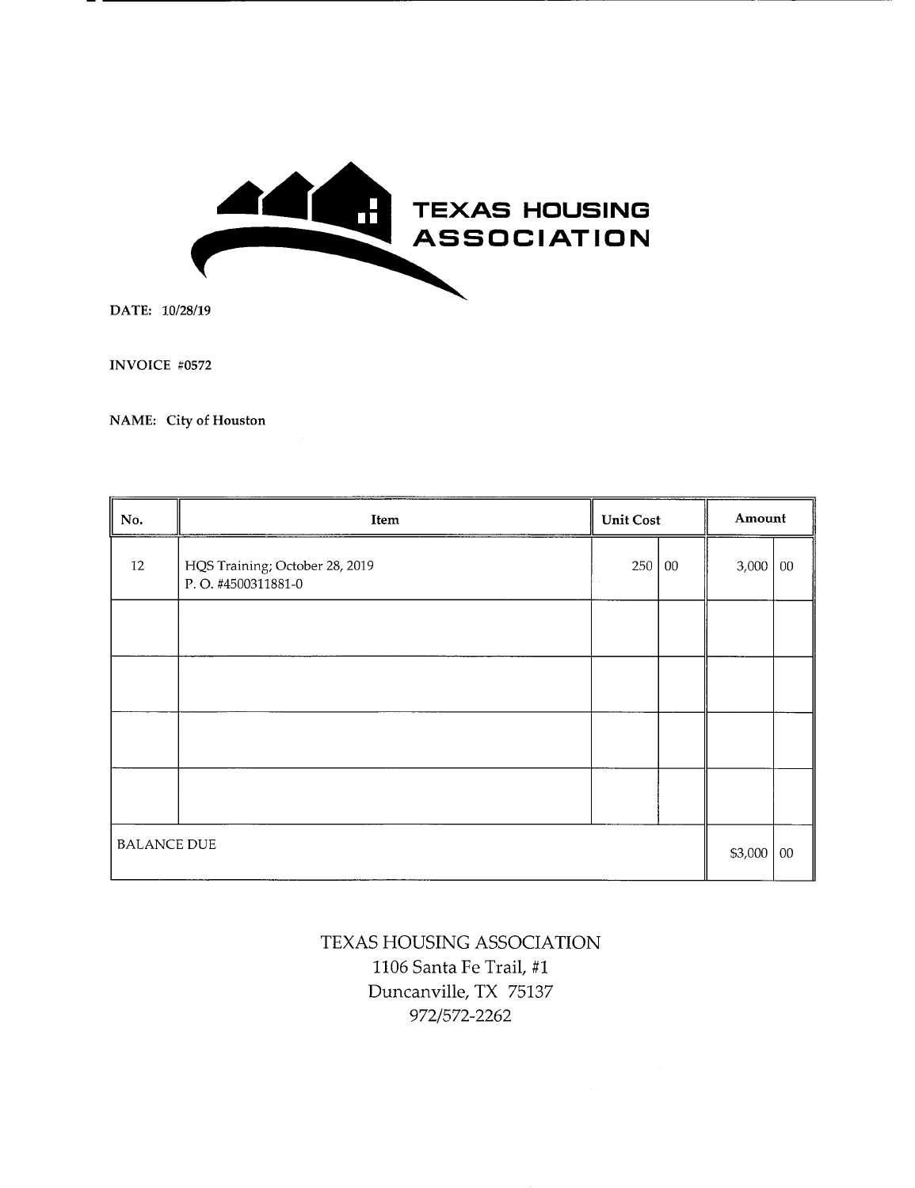# TEXAS HOUSING ASSOCIATION

**DATE:** 10/28/19

**INVOICE** #0572

**NAME:** City of Houston

| No. | Item | Unit Cost | | Amount | |
|---|---|---|---|---|---|
| 12 | HQS Training; October 28, 2019<br>P. O. #4500311881-0 | 250 | 00 | 3,000 | 00 |
| | | | | | |
| | | | | | |
| | | | | | |
| | | | | | |
| BALANCE DUE | | | | $3,000 | 00 |

TEXAS HOUSING ASSOCIATION
1106 Santa Fe Trail, #1
Duncanville, TX 75137
972/572-2262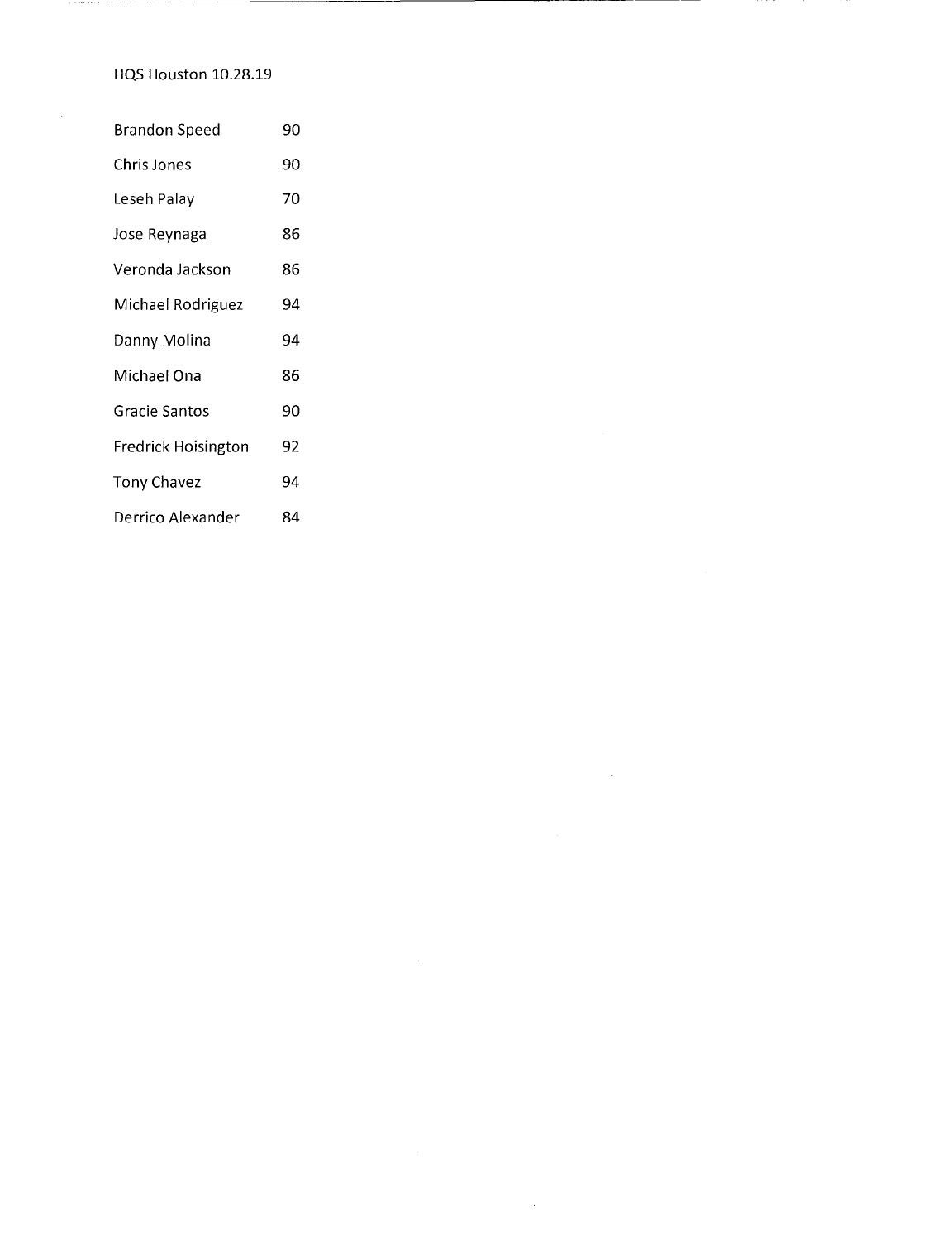HQS Houston 10.28.19

| | |
|---|---|
| Brandon Speed | 90 |
| Chris Jones | 90 |
| Leseh Palay | 70 |
| Jose Reynaga | 86 |
| Veronda Jackson | 86 |
| Michael Rodriguez | 94 |
| Danny Molina | 94 |
| Michael Ona | 86 |
| Gracie Santos | 90 |
| Fredrick Hoisington | 92 |
| Tony Chavez | 94 |
| Derrico Alexander | 84 |